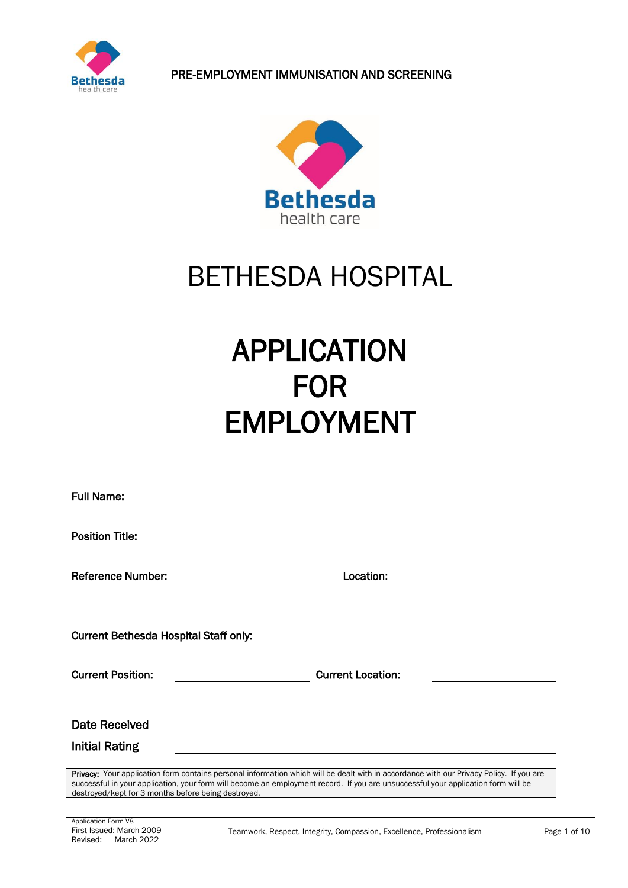# BETHESDA HOSPITAL

# APPLICATION FOR EMPLOYMENT

**Full Name:** ______________________________

**Position Title:** ______________________________

**Reference Number:** ______________ **Location:** ______________

**Current Bethesda Hospital Staff only:**

**Current Position:** ______________ **Current Location:** ______________

**Date Received** ______________________________

**Initial Rating** ______________________________

**Privacy:** Your application form contains personal information which will be dealt with in accordance with our Privacy Policy. If you are successful in your application, your form will become an employment record. If you are unsuccessful your application form will be destroyed/kept for 3 months before being destroyed.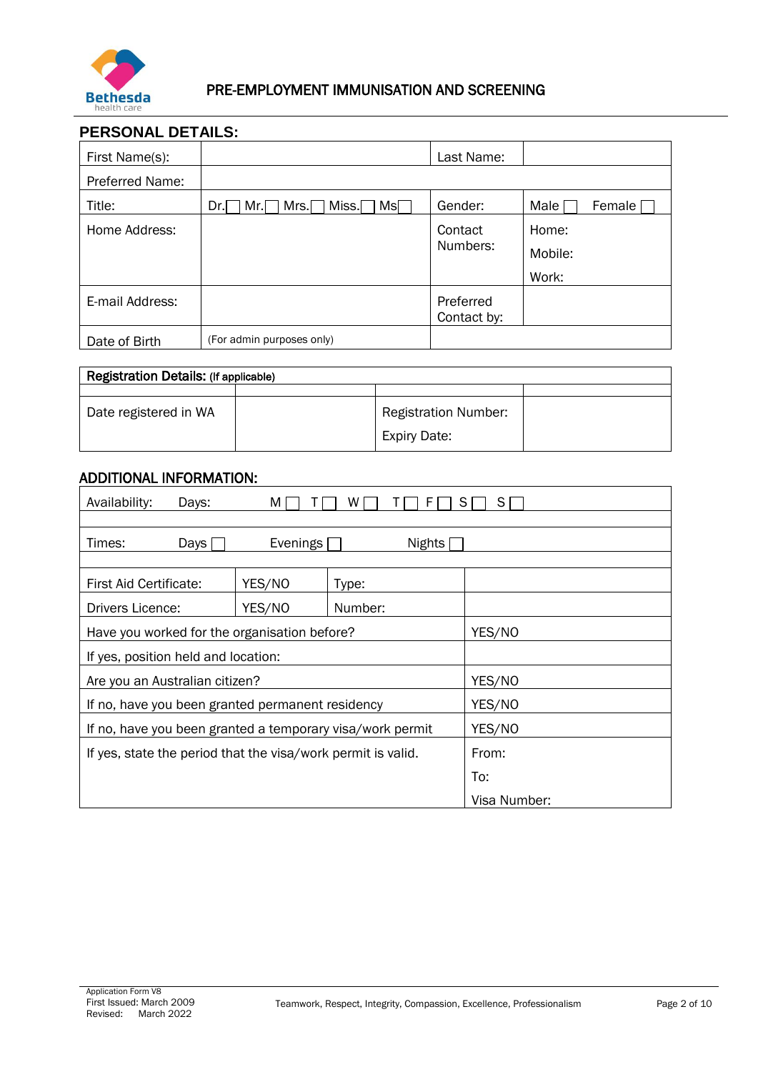PRE-EMPLOYMENT IMMUNISATION AND SCREENING

## PERSONAL DETAILS:

| First Name(s): | | Last Name: | |
|---|---|---|---|
| Preferred Name: | | | |
| Title: | Dr.☐ Mr.☐ Mrs.☐ Miss.☐ Ms☐ | Gender: | Male ☐ Female ☐ |
| Home Address: | | Contact Numbers: | Home:<br>Mobile:<br>Work: |
| E-mail Address: | | Preferred Contact by: | |
| Date of Birth | (For admin purposes only) | | |

| **Registration Details:** (If applicable) | | | |
|---|---|---|---|
| | | | |
| Date registered in WA | | Registration Number:<br>Expiry Date: | |

## ADDITIONAL INFORMATION:

| Availability: Days: | M ☐ T ☐ W ☐ T ☐ F ☐ S ☐ S ☐ | | |
|---|---|---|---|
| | | | |
| Times: Days ☐ | Evenings ☐ | Nights ☐ | |
| | | | |
| First Aid Certificate: | YES/NO | Type: | |
| Drivers Licence: | YES/NO | Number: | |
| Have you worked for the organisation before? | | | YES/NO |
| If yes, position held and location: | | | |
| Are you an Australian citizen? | | | YES/NO |
| If no, have you been granted permanent residency | | | YES/NO |
| If no, have you been granted a temporary visa/work permit | | | YES/NO |
| If yes, state the period that the visa/work permit is valid. | | | From:<br>To:<br>Visa Number: |

Application Form V8
First Issued: March 2009
Revised: March 2022

Teamwork, Respect, Integrity, Compassion, Excellence, Professionalism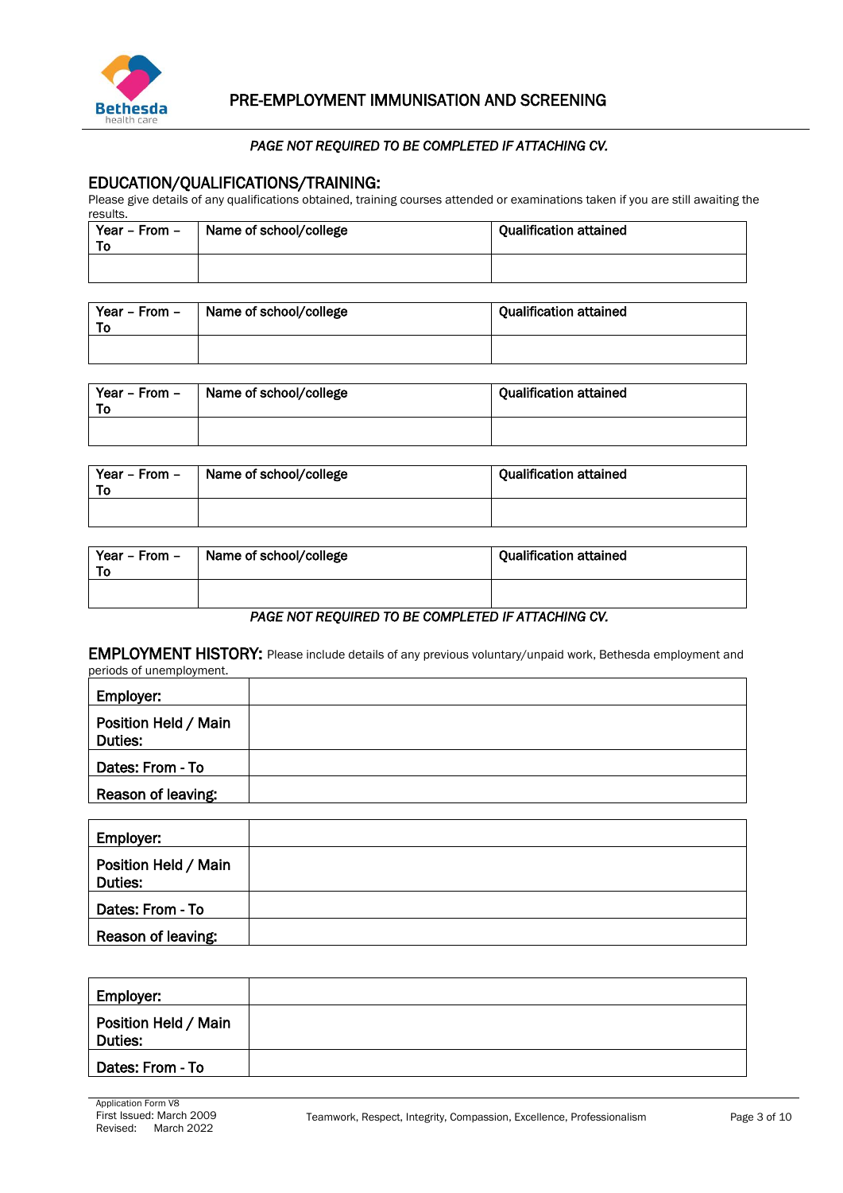*PAGE NOT REQUIRED TO BE COMPLETED IF ATTACHING CV.*

## EDUCATION/QUALIFICATIONS/TRAINING:

Please give details of any qualifications obtained, training courses attended or examinations taken if you are still awaiting the results.

| Year – From – To | Name of school/college | Qualification attained |
| --- | --- | --- |
| | | |

| Year – From – To | Name of school/college | Qualification attained |
| --- | --- | --- |
| | | |

| Year – From – To | Name of school/college | Qualification attained |
| --- | --- | --- |
| | | |

| Year – From – To | Name of school/college | Qualification attained |
| --- | --- | --- |
| | | |

| Year – From – To | Name of school/college | Qualification attained |
| --- | --- | --- |
| | | |

*PAGE NOT REQUIRED TO BE COMPLETED IF ATTACHING CV.*

## EMPLOYMENT HISTORY:

Please include details of any previous voluntary/unpaid work, Bethesda employment and periods of unemployment.

| | |
| --- | --- |
| **Employer:** | |
| **Position Held / Main Duties:** | |
| **Dates: From - To** | |
| **Reason of leaving:** | |

| | |
| --- | --- |
| **Employer:** | |
| **Position Held / Main Duties:** | |
| **Dates: From - To** | |
| **Reason of leaving:** | |

| | |
| --- | --- |
| **Employer:** | |
| **Position Held / Main Duties:** | |
| **Dates: From - To** | |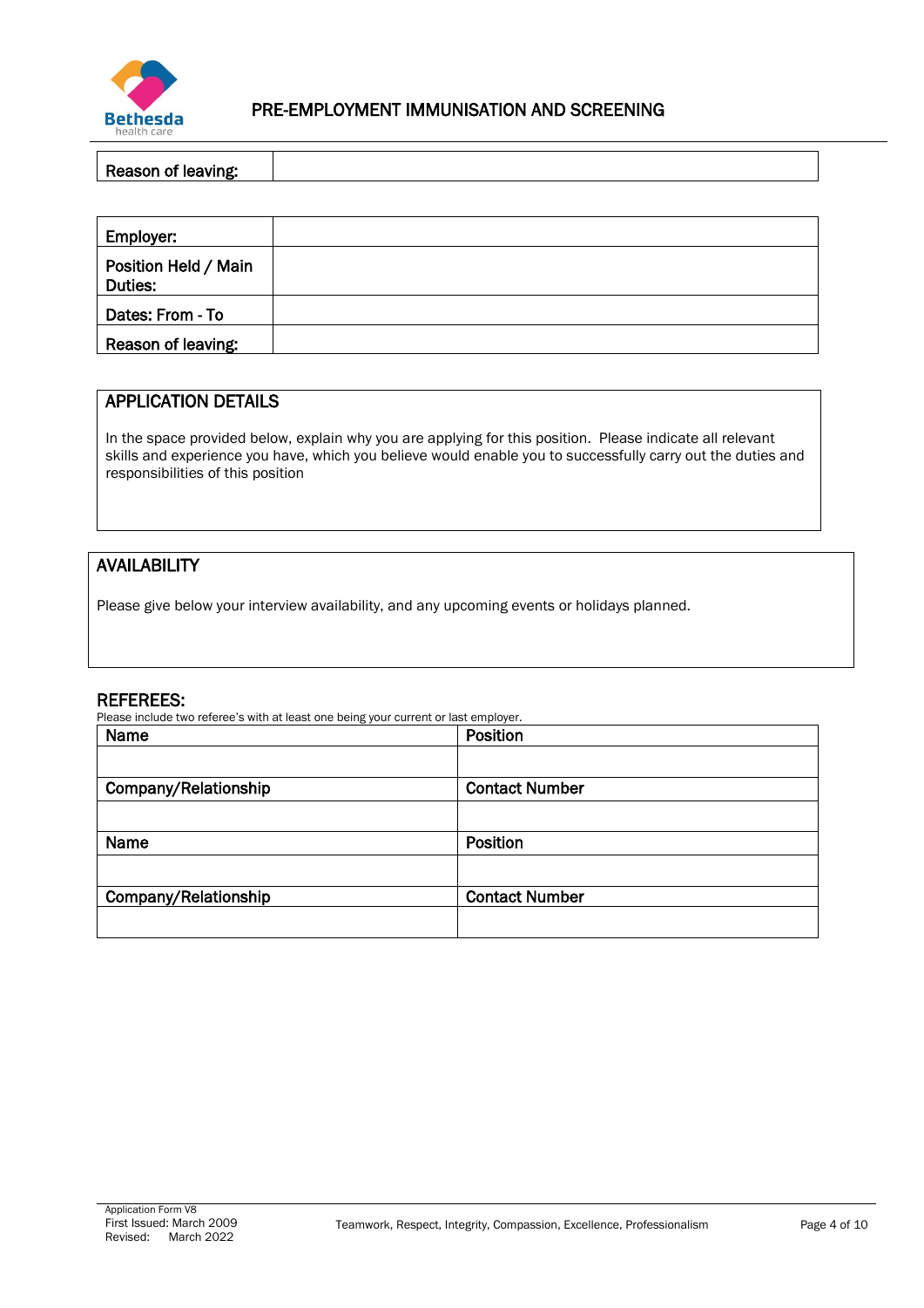| Reason of leaving: | |
|---|---|

| Employer: | |
|---|---|
| Position Held / Main Duties: | |
| Dates: From - To | |
| Reason of leaving: | |

## APPLICATION DETAILS

In the space provided below, explain why you are applying for this position. Please indicate all relevant skills and experience you have, which you believe would enable you to successfully carry out the duties and responsibilities of this position

## AVAILABILITY

Please give below your interview availability, and any upcoming events or holidays planned.

## REFEREES:

Please include two referee's with at least one being your current or last employer.

| Name | Position |
|---|---|
| | |
| **Company/Relationship** | **Contact Number** |
| | |
| **Name** | **Position** |
| | |
| **Company/Relationship** | **Contact Number** |
| | |

Application Form V8
First Issued: March 2009
Revised: March 2022

Teamwork, Respect, Integrity, Compassion, Excellence, Professionalism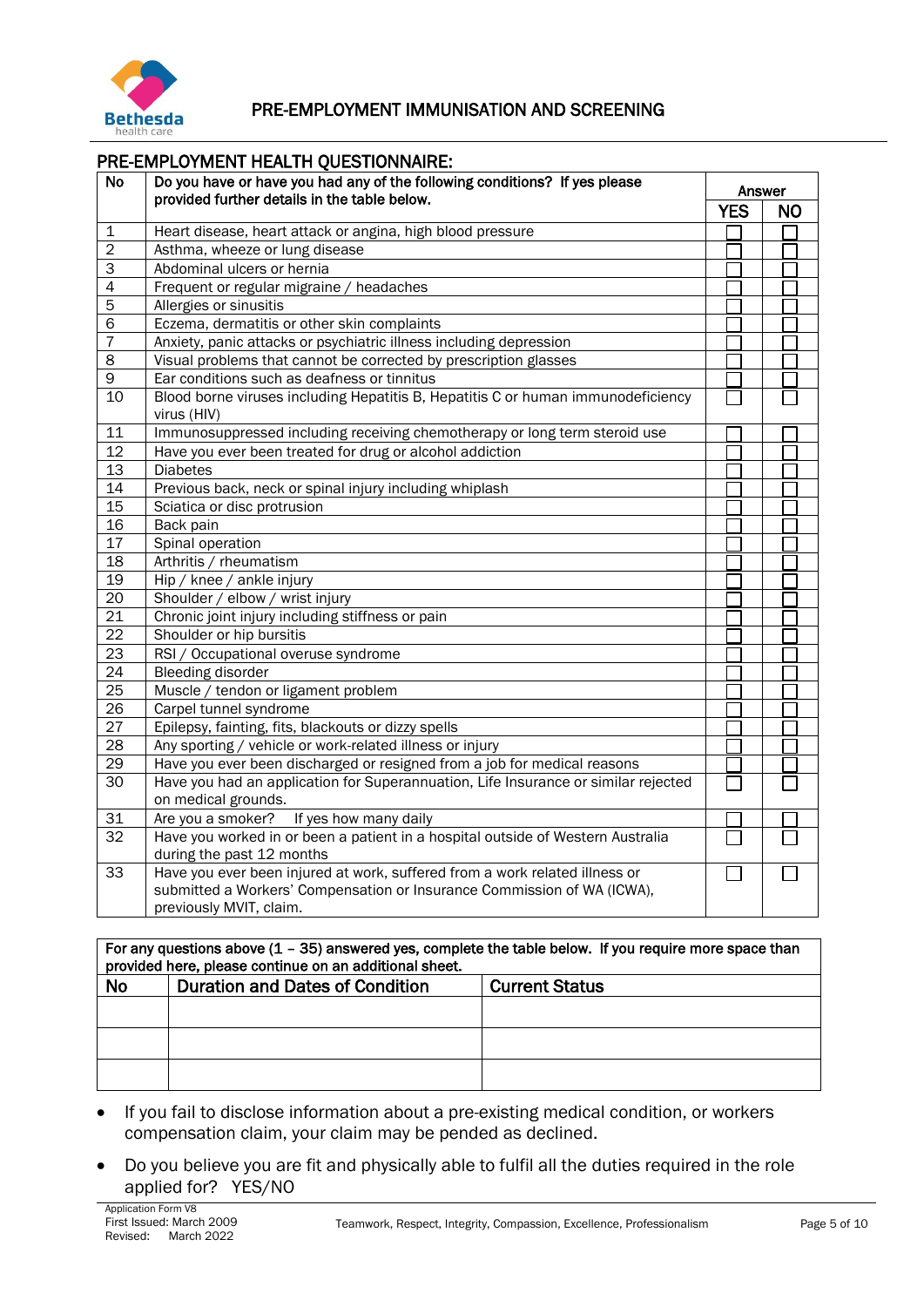## PRE-EMPLOYMENT IMMUNISATION AND SCREENING

### PRE-EMPLOYMENT HEALTH QUESTIONNAIRE:

| No | Do you have or have you had any of the following conditions? If yes please provided further details in the table below. | Answer | |
|---|---|---|---|
| | | YES | NO |
| 1 | Heart disease, heart attack or angina, high blood pressure | ☐ | ☐ |
| 2 | Asthma, wheeze or lung disease | ☐ | ☐ |
| 3 | Abdominal ulcers or hernia | ☐ | ☐ |
| 4 | Frequent or regular migraine / headaches | ☐ | ☐ |
| 5 | Allergies or sinusitis | ☐ | ☐ |
| 6 | Eczema, dermatitis or other skin complaints | ☐ | ☐ |
| 7 | Anxiety, panic attacks or psychiatric illness including depression | ☐ | ☐ |
| 8 | Visual problems that cannot be corrected by prescription glasses | ☐ | ☐ |
| 9 | Ear conditions such as deafness or tinnitus | ☐ | ☐ |
| 10 | Blood borne viruses including Hepatitis B, Hepatitis C or human immunodeficiency virus (HIV) | ☐ | ☐ |
| 11 | Immunosuppressed including receiving chemotherapy or long term steroid use | ☐ | ☐ |
| 12 | Have you ever been treated for drug or alcohol addiction | ☐ | ☐ |
| 13 | Diabetes | ☐ | ☐ |
| 14 | Previous back, neck or spinal injury including whiplash | ☐ | ☐ |
| 15 | Sciatica or disc protrusion | ☐ | ☐ |
| 16 | Back pain | ☐ | ☐ |
| 17 | Spinal operation | ☐ | ☐ |
| 18 | Arthritis / rheumatism | ☐ | ☐ |
| 19 | Hip / knee / ankle injury | ☐ | ☐ |
| 20 | Shoulder / elbow / wrist injury | ☐ | ☐ |
| 21 | Chronic joint injury including stiffness or pain | ☐ | ☐ |
| 22 | Shoulder or hip bursitis | ☐ | ☐ |
| 23 | RSI / Occupational overuse syndrome | ☐ | ☐ |
| 24 | Bleeding disorder | ☐ | ☐ |
| 25 | Muscle / tendon or ligament problem | ☐ | ☐ |
| 26 | Carpel tunnel syndrome | ☐ | ☐ |
| 27 | Epilepsy, fainting, fits, blackouts or dizzy spells | ☐ | ☐ |
| 28 | Any sporting / vehicle or work-related illness or injury | ☐ | ☐ |
| 29 | Have you ever been discharged or resigned from a job for medical reasons | ☐ | ☐ |
| 30 | Have you had an application for Superannuation, Life Insurance or similar rejected on medical grounds. | ☐ | ☐ |
| 31 | Are you a smoker? If yes how many daily | ☐ | ☐ |
| 32 | Have you worked in or been a patient in a hospital outside of Western Australia during the past 12 months | ☐ | ☐ |
| 33 | Have you ever been injured at work, suffered from a work related illness or submitted a Workers' Compensation or Insurance Commission of WA (ICWA), previously MVIT, claim. | ☐ | ☐ |

| For any questions above (1 – 35) answered yes, complete the table below. If you require more space than provided here, please continue on an additional sheet. | | |
|---|---|---|
| **No** | **Duration and Dates of Condition** | **Current Status** |
| | | |
| | | |
| | | |

- If you fail to disclose information about a pre-existing medical condition, or workers compensation claim, your claim may be pended as declined.
- Do you believe you are fit and physically able to fulfil all the duties required in the role applied for? YES/NO

Application Form V8
First Issued: March 2009
Revised: March 2022

Teamwork, Respect, Integrity, Compassion, Excellence, Professionalism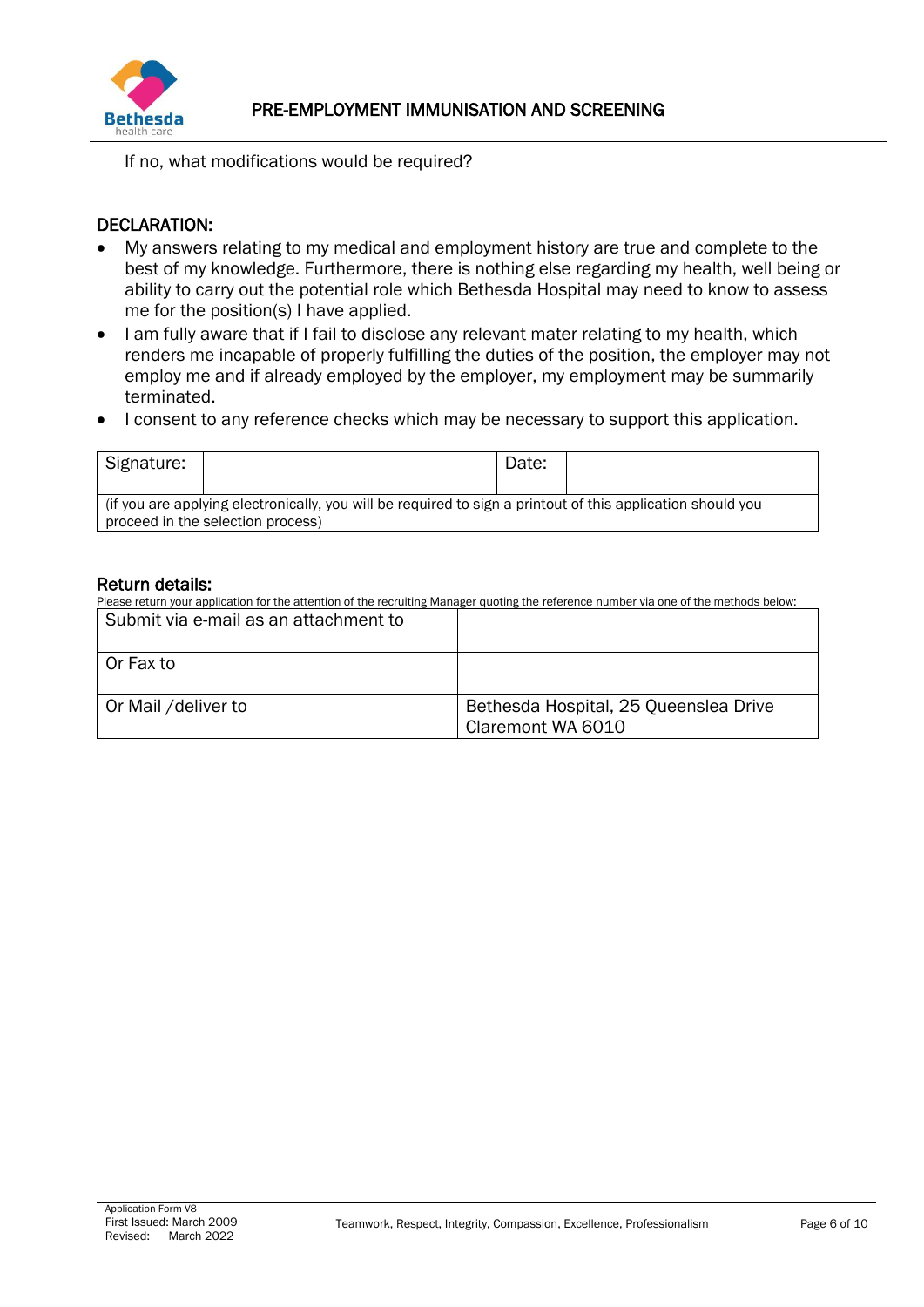If no, what modifications would be required?

## DECLARATION:

- My answers relating to my medical and employment history are true and complete to the best of my knowledge. Furthermore, there is nothing else regarding my health, well being or ability to carry out the potential role which Bethesda Hospital may need to know to assess me for the position(s) I have applied.
- I am fully aware that if I fail to disclose any relevant mater relating to my health, which renders me incapable of properly fulfilling the duties of the position, the employer may not employ me and if already employed by the employer, my employment may be summarily terminated.
- I consent to any reference checks which may be necessary to support this application.

| Signature: | | Date: | |
|---|---|---|---|
| (if you are applying electronically, you will be required to sign a printout of this application should you proceed in the selection process) | | | |

## Return details:

Please return your application for the attention of the recruiting Manager quoting the reference number via one of the methods below:

| Submit via e-mail as an attachment to | |
|---|---|
| Or Fax to | |
| Or Mail /deliver to | Bethesda Hospital, 25 Queenslea Drive Claremont WA 6010 |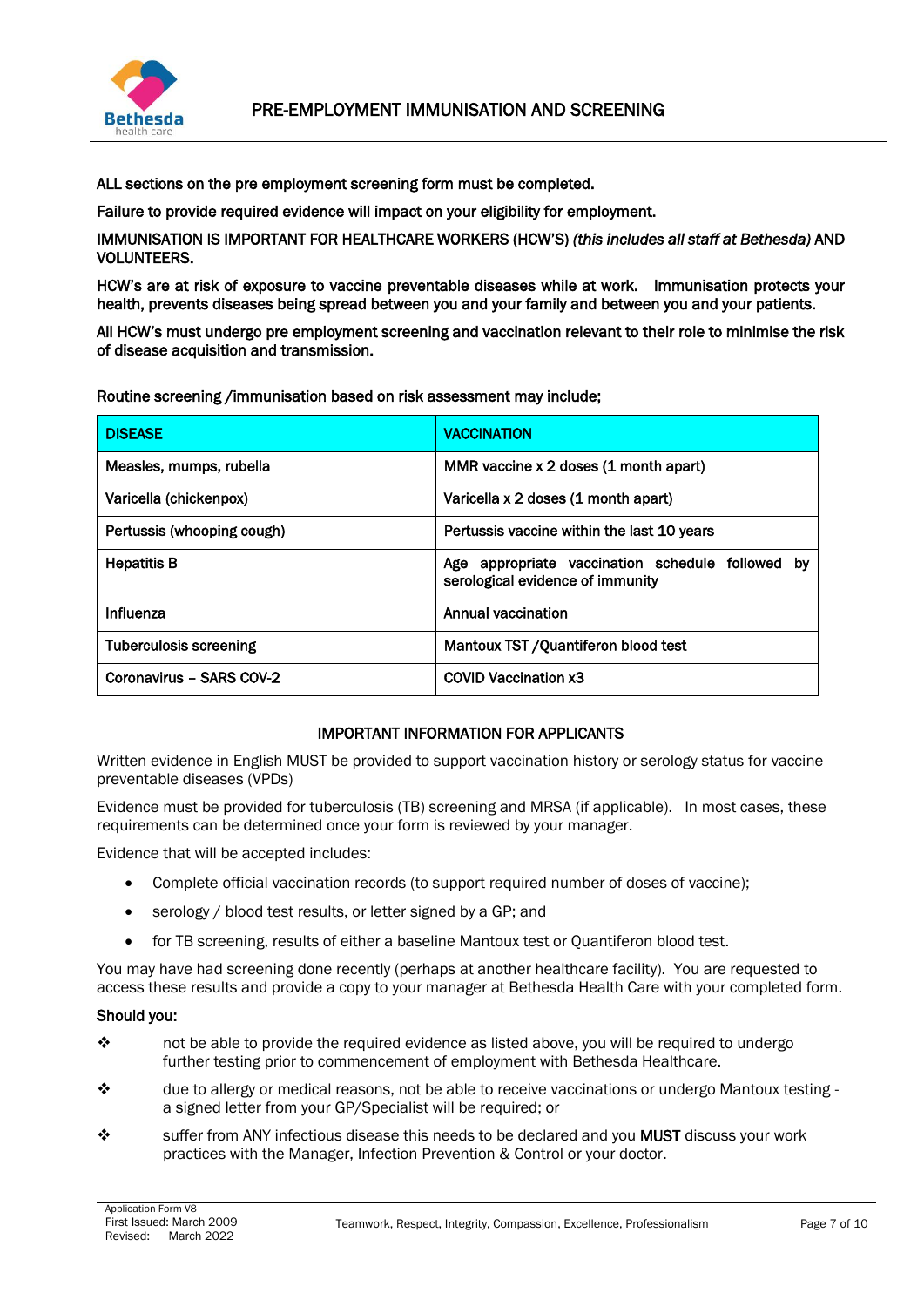# PRE-EMPLOYMENT IMMUNISATION AND SCREENING

**ALL sections on the pre employment screening form must be completed.**

**Failure to provide required evidence will impact on your eligibility for employment.**

**IMMUNISATION IS IMPORTANT FOR HEALTHCARE WORKERS (HCW'S)** ***(this includes all staff at Bethesda)*** **AND VOLUNTEERS.**

**HCW's are at risk of exposure to vaccine preventable diseases while at work. Immunisation protects your health, prevents diseases being spread between you and your family and between you and your patients.**

**All HCW's must undergo pre employment screening and vaccination relevant to their role to minimise the risk of disease acquisition and transmission.**

**Routine screening /immunisation based on risk assessment may include;**

| DISEASE | VACCINATION |
|---|---|
| Measles, mumps, rubella | MMR vaccine x 2 doses (1 month apart) |
| Varicella (chickenpox) | Varicella x 2 doses (1 month apart) |
| Pertussis (whooping cough) | Pertussis vaccine within the last 10 years |
| Hepatitis B | Age appropriate vaccination schedule followed by serological evidence of immunity |
| Influenza | Annual vaccination |
| Tuberculosis screening | Mantoux TST /Quantiferon blood test |
| Coronavirus – SARS COV-2 | COVID Vaccination x3 |

## IMPORTANT INFORMATION FOR APPLICANTS

Written evidence in English MUST be provided to support vaccination history or serology status for vaccine preventable diseases (VPDs)

Evidence must be provided for tuberculosis (TB) screening and MRSA (if applicable). In most cases, these requirements can be determined once your form is reviewed by your manager.

Evidence that will be accepted includes:

- Complete official vaccination records (to support required number of doses of vaccine);
- serology / blood test results, or letter signed by a GP; and
- for TB screening, results of either a baseline Mantoux test or Quantiferon blood test.

You may have had screening done recently (perhaps at another healthcare facility). You are requested to access these results and provide a copy to your manager at Bethesda Health Care with your completed form.

**Should you:**

- not be able to provide the required evidence as listed above, you will be required to undergo further testing prior to commencement of employment with Bethesda Healthcare.
- due to allergy or medical reasons, not be able to receive vaccinations or undergo Mantoux testing - a signed letter from your GP/Specialist will be required; or
- suffer from ANY infectious disease this needs to be declared and you **MUST** discuss your work practices with the Manager, Infection Prevention & Control or your doctor.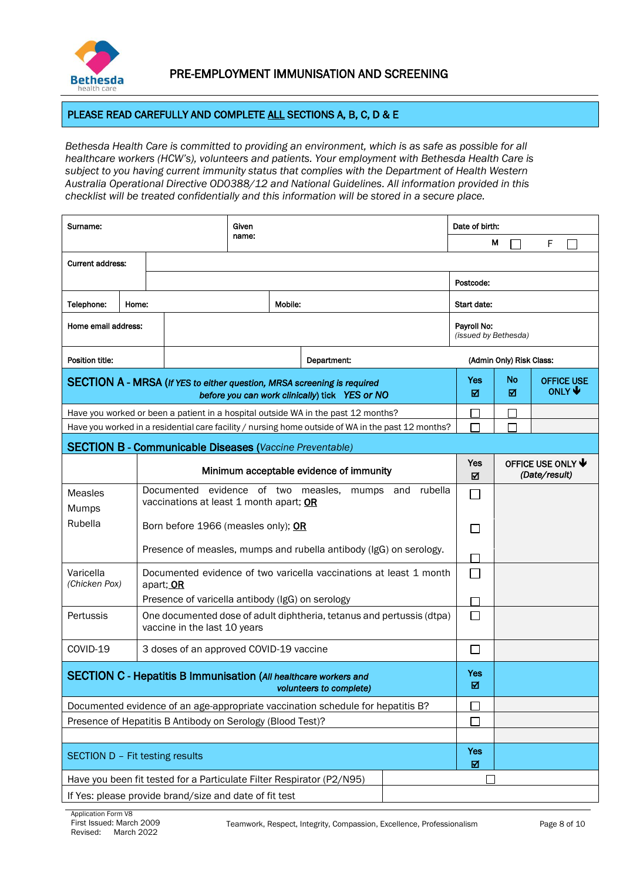Bethesda health care

# PRE-EMPLOYMENT IMMUNISATION AND SCREENING

**PLEASE READ CAREFULLY AND COMPLETE ALL SECTIONS A, B, C, D & E**

*Bethesda Health Care is committed to providing an environment, which is as safe as possible for all healthcare workers (HCW's), volunteers and patients. Your employment with Bethesda Health Care is subject to you having current immunity status that complies with the Department of Health Western Australia Operational Directive OD0388/12 and National Guidelines. All information provided in this checklist will be treated confidentially and this information will be stored in a secure place.*

| | | | |
|---|---|---|---|
| **Surname:** | **Given name:** | | **Date of birth:** |
| | | | **M** ☐ F ☐ |
| **Current address:** | | | |
| | | | **Postcode:** |
| **Telephone:** | **Home:** | **Mobile:** | **Start date:** |
| **Home email address:** | | | **Payroll No:** *(issued by Bethesda)* |
| **Position title:** | | **Department:** | **(Admin Only) Risk Class:** |

| **SECTION A - MRSA** (*If YES to either question, MRSA screening is required before you can work clinically*) tick *YES or NO* | **Yes** ☑ | **No** ☑ | **OFFICE USE ONLY** 🡇 |
|---|---|---|---|
| Have you worked or been a patient in a hospital outside WA in the past 12 months? | ☐ | ☐ | |
| Have you worked in a residential care facility / nursing home outside of WA in the past 12 months? | ☐ | ☐ | |

**SECTION B - Communicable Diseases** (*Vaccine Preventable*)

| | **Minimum acceptable evidence of immunity** | **Yes** ☑ | **OFFICE USE ONLY** 🡇 *(Date/result)* |
|---|---|---|---|
| Measles<br>Mumps<br>Rubella | Documented evidence of two measles, mumps and rubella vaccinations at least 1 month apart; **OR** | ☐ | |
| | Born before 1966 (measles only); **OR** | ☐ | |
| | Presence of measles, mumps and rubella antibody (IgG) on serology. | ☐ | |
| Varicella *(Chicken Pox)* | Documented evidence of two varicella vaccinations at least 1 month apart; **OR** | ☐ | |
| | Presence of varicella antibody (IgG) on serology | ☐ | |
| Pertussis | One documented dose of adult diphtheria, tetanus and pertussis (dtpa) vaccine in the last 10 years | ☐ | |
| COVID-19 | 3 doses of an approved COVID-19 vaccine | ☐ | |

| **SECTION C - Hepatitis B Immunisation** (*All healthcare workers and volunteers to complete*) | **Yes** ☑ | |
|---|---|---|
| Documented evidence of an age-appropriate vaccination schedule for hepatitis B? | ☐ | |
| Presence of Hepatitis B Antibody on Serology (Blood Test)? | ☐ | |
| | | |

| SECTION D – Fit testing results | **Yes** ☑ |
|---|---|
| Have you been fit tested for a Particulate Filter Respirator (P2/N95) | ☐ |
| If Yes: please provide brand/size and date of fit test | |

Application Form V8
First Issued: March 2009
Revised: March 2022

Teamwork, Respect, Integrity, Compassion, Excellence, Professionalism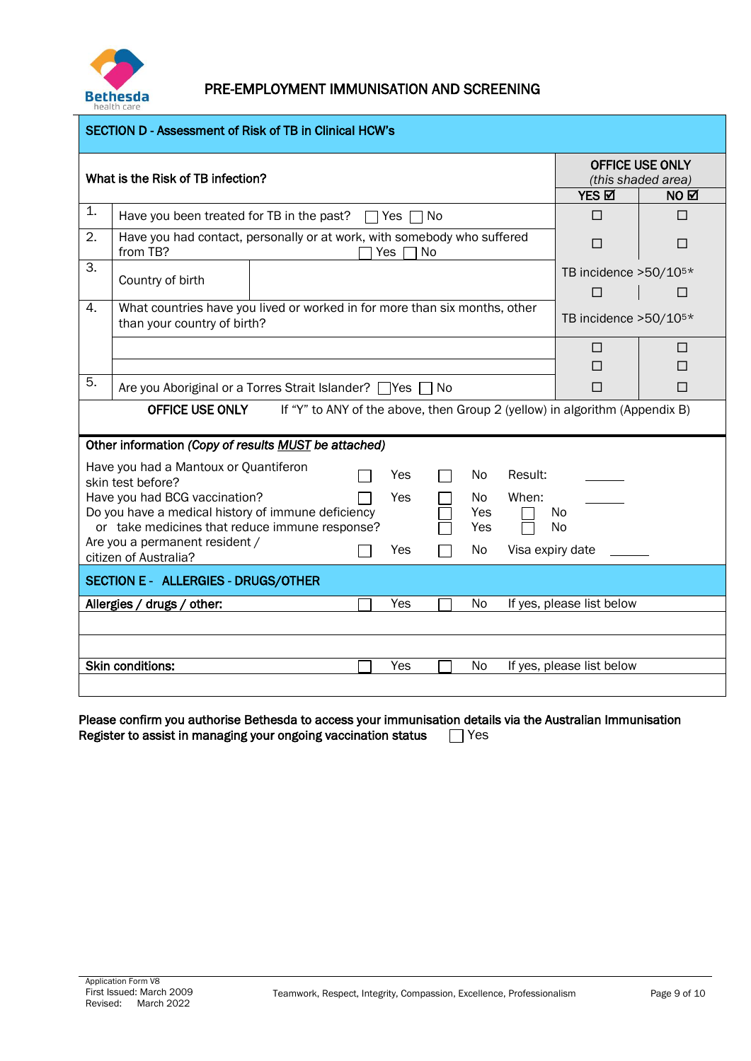PRE-EMPLOYMENT IMMUNISATION AND SCREENING

## SECTION D - Assessment of Risk of TB in Clinical HCW's

| | What is the Risk of TB infection? | | OFFICE USE ONLY (*this shaded area*) YES ☑ | NO ☑ |
|---|---|---|---|---|
| 1. | Have you been treated for TB in the past? ☐ Yes ☐ No | | ☐ | ☐ |
| 2. | Have you had contact, personally or at work, with somebody who suffered from TB? ☐ Yes ☐ No | | ☐ | ☐ |
| 3. | Country of birth | | TB incidence >50/10⁵* ☐ | ☐ |
| 4. | What countries have you lived or worked in for more than six months, other than your country of birth? | | TB incidence >50/10⁵* | |
| | | | ☐ | ☐ |
| | | | ☐ | ☐ |
| 5. | Are you Aboriginal or a Torres Strait Islander? ☐ Yes ☐ No | | ☐ | ☐ |

**OFFICE USE ONLY** If "Y" to ANY of the above, then Group 2 (yellow) in algorithm (Appendix B)

**Other information** *(Copy of results* ***MUST*** *be attached)*

Have you had a Mantoux or Quantiferon skin test before? ☐ Yes ☐ No Result: ______

Have you had BCG vaccination? ☐ Yes ☐ No When: ______

Do you have a medical history of immune deficiency ☐ Yes ☐ No

or take medicines that reduce immune response? ☐ Yes ☐ No

Are you a permanent resident / citizen of Australia? ☐ Yes ☐ No Visa expiry date ______

## SECTION E - ALLERGIES - DRUGS/OTHER

**Allergies / drugs / other:** ☐ Yes ☐ No If yes, please list below

______

______

**Skin conditions:** ☐ Yes ☐ No If yes, please list below

______

**Please confirm you authorise Bethesda to access your immunisation details via the Australian Immunisation Register to assist in managing your ongoing vaccination status** ☐ Yes

Application Form V8
First Issued: March 2009
Revised: March 2022

Teamwork, Respect, Integrity, Compassion, Excellence, Professionalism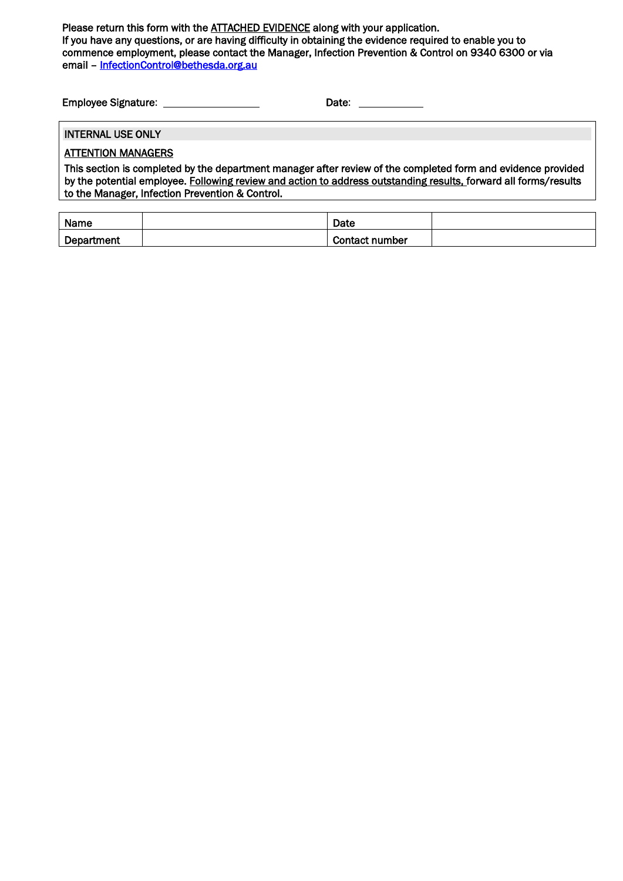Please return this form with the ATTACHED EVIDENCE along with your application.
If you have any questions, or are having difficulty in obtaining the evidence required to enable you to commence employment, please contact the Manager, Infection Prevention & Control on 9340 6300 or via email – InfectionControl@bethesda.org.au

Employee Signature: ____________________ Date: ______________

**INTERNAL USE ONLY**

ATTENTION MANAGERS

This section is completed by the department manager after review of the completed form and evidence provided by the potential employee. Following review and action to address outstanding results, forward all forms/results to the Manager, Infection Prevention & Control.

| | | | |
|---|---|---|---|
| Name | | Date | |
| Department | | Contact number | |